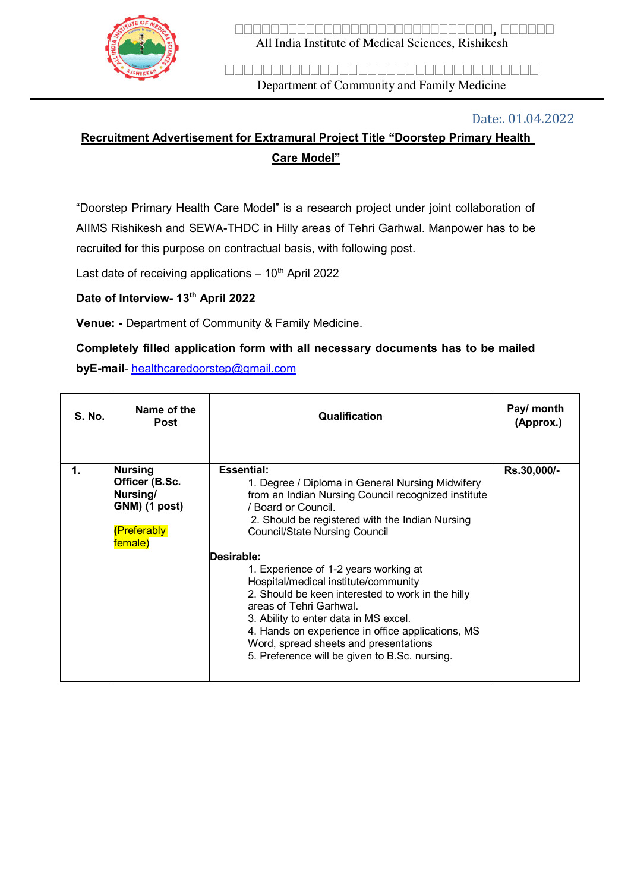All India Institute of Medical Sciences, Rishikesh

Department of Community and Family Medicine

Date:. 01.04.2022

## Recruitment Advertisement for Extramural Project Title "Doorstep Primary Health Care Model"

"Doorstep Primary Health Care Model" is a research project under joint collaboration of AIIMS Rishikesh and SEWA-THDC in Hilly areas of Tehri Garhwal. Manpower has to be recruited for this purpose on contractual basis, with following post.

Last date of receiving applications – 10th April 2022

**Date of Interview- 13th April 2022**

**Venue: -** Department of Community & Family Medicine.

**Completely filled application form with all necessary documents has to be mailed byE-mail**- healthcaredoorstep@gmail.com

| S. No. | Name of the Post | Qualification | Pay/ month (Approx.) |
|---|---|---|---|
| 1. | **Nursing Officer (B.Sc. Nursing/ GNM) (1 post)** (Preferably female) | **Essential:**<br>1. Degree / Diploma in General Nursing Midwifery from an Indian Nursing Council recognized institute / Board or Council.<br>2. Should be registered with the Indian Nursing Council/State Nursing Council<br>**Desirable:**<br>1. Experience of 1-2 years working at Hospital/medical institute/community<br>2. Should be keen interested to work in the hilly areas of Tehri Garhwal.<br>3. Ability to enter data in MS excel.<br>4. Hands on experience in office applications, MS Word, spread sheets and presentations<br>5. Preference will be given to B.Sc. nursing. | **Rs.30,000/-** |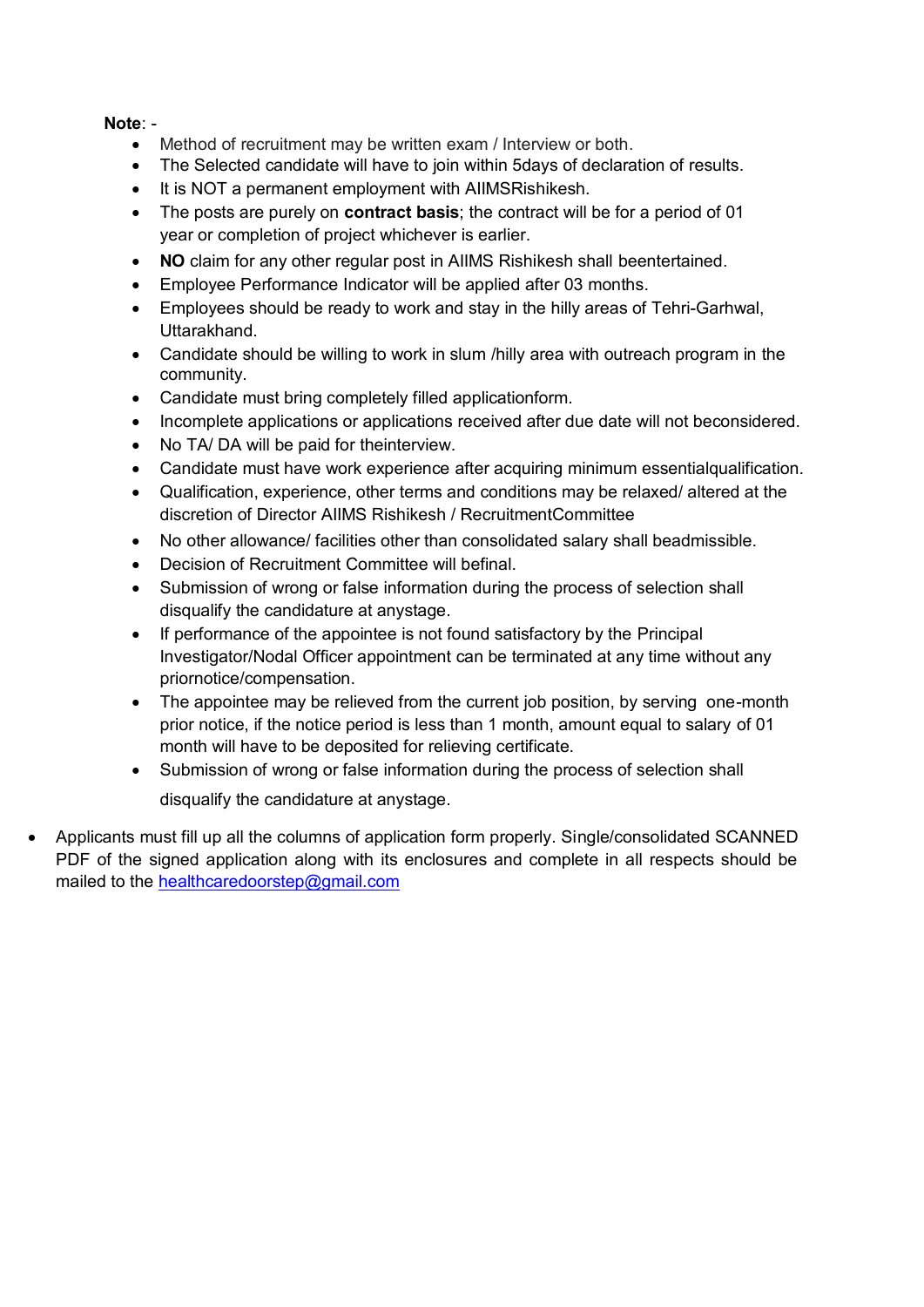**Note**: -

- Method of recruitment may be written exam / Interview or both.
- The Selected candidate will have to join within 5days of declaration of results.
- It is NOT a permanent employment with AIIMSRishikesh.
- The posts are purely on **contract basis**; the contract will be for a period of 01 year or completion of project whichever is earlier.
- **NO** claim for any other regular post in AIIMS Rishikesh shall beentertained.
- Employee Performance Indicator will be applied after 03 months.
- Employees should be ready to work and stay in the hilly areas of Tehri-Garhwal, Uttarakhand.
- Candidate should be willing to work in slum /hilly area with outreach program in the community.
- Candidate must bring completely filled applicationform.
- Incomplete applications or applications received after due date will not beconsidered.
- No TA/ DA will be paid for theinterview.
- Candidate must have work experience after acquiring minimum essentialqualification.
- Qualification, experience, other terms and conditions may be relaxed/ altered at the discretion of Director AIIMS Rishikesh / RecruitmentCommittee
- No other allowance/ facilities other than consolidated salary shall beadmissible.
- Decision of Recruitment Committee will befinal.
- Submission of wrong or false information during the process of selection shall disqualify the candidature at anystage.
- If performance of the appointee is not found satisfactory by the Principal Investigator/Nodal Officer appointment can be terminated at any time without any priornotice/compensation.
- The appointee may be relieved from the current job position, by serving one-month prior notice, if the notice period is less than 1 month, amount equal to salary of 01 month will have to be deposited for relieving certificate.
- Submission of wrong or false information during the process of selection shall disqualify the candidature at anystage.

- Applicants must fill up all the columns of application form properly. Single/consolidated SCANNED PDF of the signed application along with its enclosures and complete in all respects should be mailed to the healthcaredoorstep@gmail.com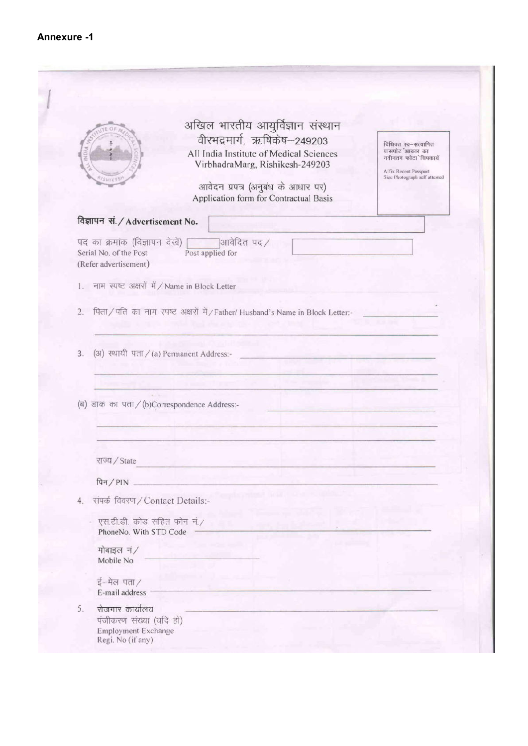**Annexure -1**

# अखिल भारतीय आयुर्विज्ञान संस्थान
## वीरभद्रमार्ग, ऋषिकेष–249203
## All India Institute of Medical Sciences
## VirbhadraMarg, Rishikesh-249203

विधिवत स्व–सत्यापित पासपोर्ट आकार का नवीनतम फोटो चिपकायें

Affix Recent Passport Size Photograph self attested

### आवेदन प्रपत्र (अनुबंध के आधार पर)
### Application form for Contractual Basis

विज्ञापन सं. / **Advertisement No.** ____________________

पद का क्रमांक (विज्ञापन देखें) / Serial No. of the Post (Refer advertisement) ______ आवेदित पद / Post applied for ____________________

1. नाम स्पष्ट अक्षरों में / Name in Block Letter ____________________

2. पिता / पति का नाम स्पष्ट अक्षरों में / Father/ Husband's Name in Block Letter:- ____________________

3. (अ) स्थायी पता / (a) Permanent Address:- ____________________

   (ब) डाक का पता / (b)Correspondence Address:- ____________________

   राज्य / State ____________________

   पिन / PIN ____________________

4. संपर्क विवरण / Contact Details:-

   एस.टी.डी. कोड सहित फोन नं. / PhoneNo. With STD Code ____________________

   मोबाइल नं / Mobile No ____________________

   ई–मेल पता / E-mail address ____________________

5. रोजगार कार्यालय पंजीकरण संख्या (यदि हो) / Employment Exchange Regi. No (if any) ____________________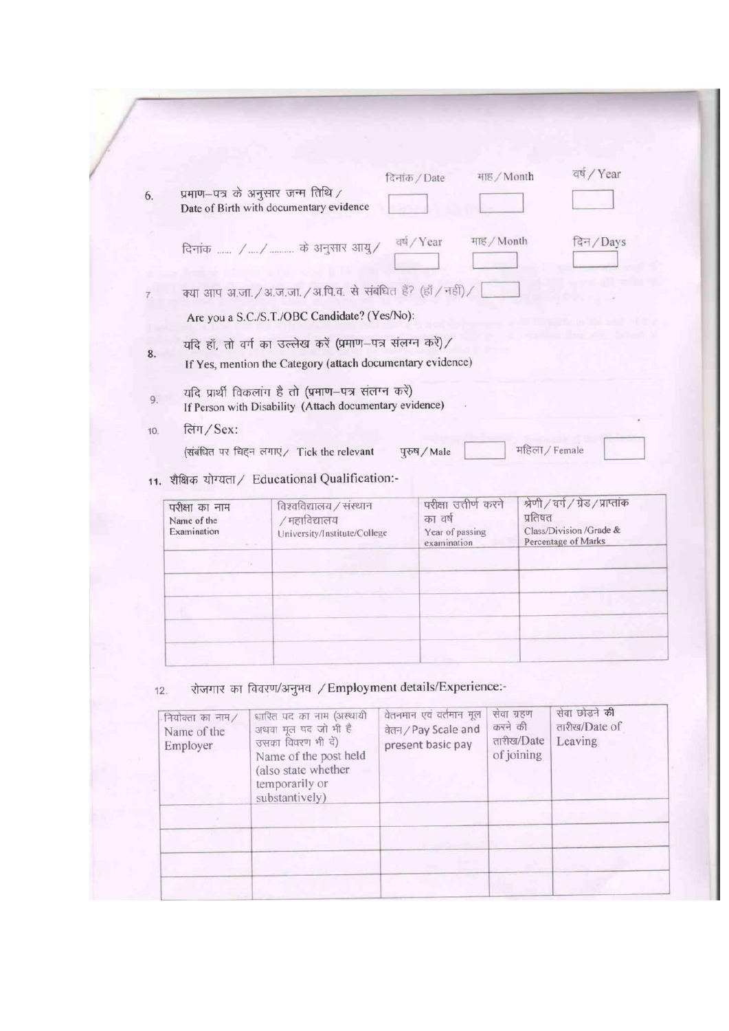6. प्रमाण–पत्र के अनुसार जन्म तिथि / Date of Birth with documentary evidence

| दिनांक / Date | माह / Month | वर्ष / Year |
|---|---|---|
| | | |

दिनांक ...... /...../......... के अनुसार आयु /

| वर्ष / Year | माह / Month | दिन / Days |
|---|---|---|
| | | |

7. क्या आप अ.जा. / अ.ज.जा. / अ.पि.व. से संबंधित हैं? (हाँ / नहीं) / Are you a S.C./S.T./OBC Candidate? (Yes/No):

8. यदि हाँ, तो वर्ग का उल्लेख करें (प्रमाण–पत्र संलग्न करें) / If Yes, mention the Category (attach documentary evidence)

9. यदि प्रार्थी विकलांग है तो (प्रमाण–पत्र संलग्न करें) If Person with Disability (Attach documentary evidence)

10. लिंग / Sex:

(संबंधित पर चिह्न लगाएं / Tick the relevant पुरुष / Male ☐ महिला / Female ☐

11. शैक्षिक योग्यता / Educational Qualification:-

| परीक्षा का नाम Name of the Examination | विश्वविद्यालय / संस्थान / महाविद्यालय University/Institute/College | परीक्षा उत्तीर्ण करने का वर्ष Year of passing examination | श्रेणी / वर्ग / ग्रेड / प्राप्तांक प्रतिशत Class/Division /Grade & Percentage of Marks |
|---|---|---|---|
| | | | |
| | | | |
| | | | |
| | | | |
| | | | |

12. रोजगार का विवरण/अनुभव / Employment details/Experience:-

| नियोक्ता का नाम / Name of the Employer | धारित पद का नाम (अस्थायी अथवा मूल पद जो भी है उसका विवरण भी दें) Name of the post held (also state whether temporarily or substantively) | वेतनमान एवं वर्तमान मूल वेतन / Pay Scale and present basic pay | सेवा ग्रहण करने की तारीख/Date of joining | सेवा छोड़ने की तारीख/Date of Leaving |
|---|---|---|---|---|
| | | | | |
| | | | | |
| | | | | |
| | | | | |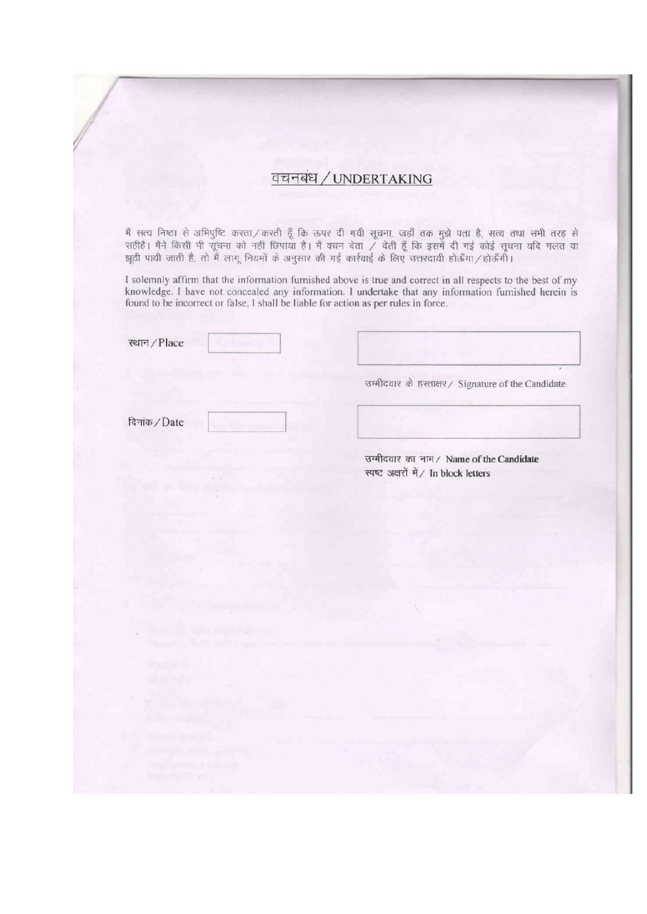## वचनबंध / UNDERTAKING

मैं सत्य निष्ठा से अभिपुष्टि करता / करती हूँ कि ऊपर दी गयी सूचना, जहाँ तक मुझे पता है, सत्य तथा सभी तरह से सहीहै। मैंने किसी भी सूचना को नहीं छिपाया है। मैं वचन देता / देती हूँ कि इसमें दी गई कोई सूचना यदि गलत या झूठी पायी जाती है, तो मैं लागू नियमों के अनुसार की गई कार्रवाई के लिए उत्तरदायी होऊँगा / होऊँगी।

I solemnly affirm that the information furnished above is true and correct in all respects to the best of my knowledge. I have not concealed any information. I undertake that any information furnished herein is found to be incorrect or false, I shall be liable for action as per rules in force.

स्थान / Place

उम्मीदवार के हस्ताक्षर / Signature of the Candidate

दिनांक / Date

उम्मीदवार का नाम / **Name of the Candidate**
स्पष्ट अक्षरों में / In block letters